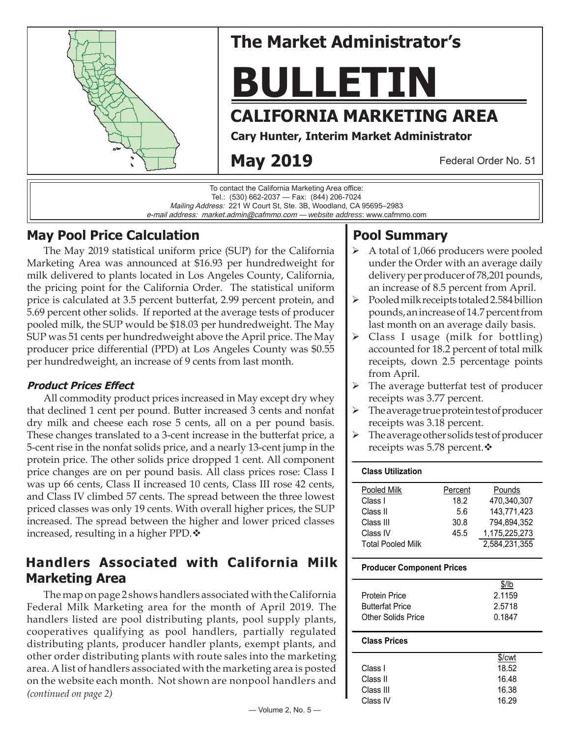# The Market Administrator's BULLETIN

## CALIFORNIA MARKETING AREA

**Cary Hunter, Interim Market Administrator**

**May 2019**

Federal Order No. 51

To contact the California Marketing Area office:
Tel.: (530) 662-2037 — Fax: (844) 206-7024
*Mailing Address:* 221 W Court St, Ste. 3B, Woodland, CA 95695–2983
*e-mail address: market.admin@cafmmo.com — website address*: www.cafmmo.com

## May Pool Price Calculation

The May 2019 statistical uniform price (SUP) for the California Marketing Area was announced at $16.93 per hundredweight for milk delivered to plants located in Los Angeles County, California, the pricing point for the California Order. The statistical uniform price is calculated at 3.5 percent butterfat, 2.99 percent protein, and 5.69 percent other solids. If reported at the average tests of producer pooled milk, the SUP would be $18.03 per hundredweight. The May SUP was 51 cents per hundredweight above the April price. The May producer price differential (PPD) at Los Angeles County was $0.55 per hundredweight, an increase of 9 cents from last month.

### *Product Prices Effect*

All commodity product prices increased in May except dry whey that declined 1 cent per pound. Butter increased 3 cents and nonfat dry milk and cheese each rose 5 cents, all on a per pound basis. These changes translated to a 3-cent increase in the butterfat price, a 5-cent rise in the nonfat solids price, and a nearly 13-cent jump in the protein price. The other solids price dropped 1 cent. All component price changes are on per pound basis. All class prices rose: Class I was up 66 cents, Class II increased 10 cents, Class III rose 42 cents, and Class IV climbed 57 cents. The spread between the three lowest priced classes was only 19 cents. With overall higher prices, the SUP increased. The spread between the higher and lower priced classes increased, resulting in a higher PPD.❖

## Handlers Associated with California Milk Marketing Area

The map on page 2 shows handlers associated with the California Federal Milk Marketing area for the month of April 2019. The handlers listed are pool distributing plants, pool supply plants, cooperatives qualifying as pool handlers, partially regulated distributing plants, producer handler plants, exempt plants, and other order distributing plants with route sales into the marketing area. A list of handlers associated with the marketing area is posted on the website each month. Not shown are nonpool handlers and *(continued on page 2)*

## Pool Summary

- A total of 1,066 producers were pooled under the Order with an average daily delivery per producer of 78,201 pounds, an increase of 8.5 percent from April.
- Pooled milk receipts totaled 2.584 billion pounds, an increase of 14.7 percent from last month on an average daily basis.
- Class I usage (milk for bottling) accounted for 18.2 percent of total milk receipts, down 2.5 percentage points from April.
- The average butterfat test of producer receipts was 3.77 percent.
- The average true protein test of producer receipts was 3.18 percent.
- The average other solids test of producer receipts was 5.78 percent.❖

**Class Utilization**

| Pooled Milk | Percent | Pounds |
|---|---|---|
| Class I | 18.2 | 470,340,307 |
| Class II | 5.6 | 143,771,423 |
| Class III | 30.8 | 794,894,352 |
| Class IV | 45.5 | 1,175,225,273 |
| Total Pooled Milk | | 2,584,231,355 |

**Producer Component Prices**

| | $/lb |
|---|---|
| Protein Price | 2.1159 |
| Butterfat Price | 2.5718 |
| Other Solids Price | 0.1847 |

**Class Prices**

| | $/cwt |
|---|---|
| Class I | 18.52 |
| Class II | 16.48 |
| Class III | 16.38 |
| Class IV | 16.29 |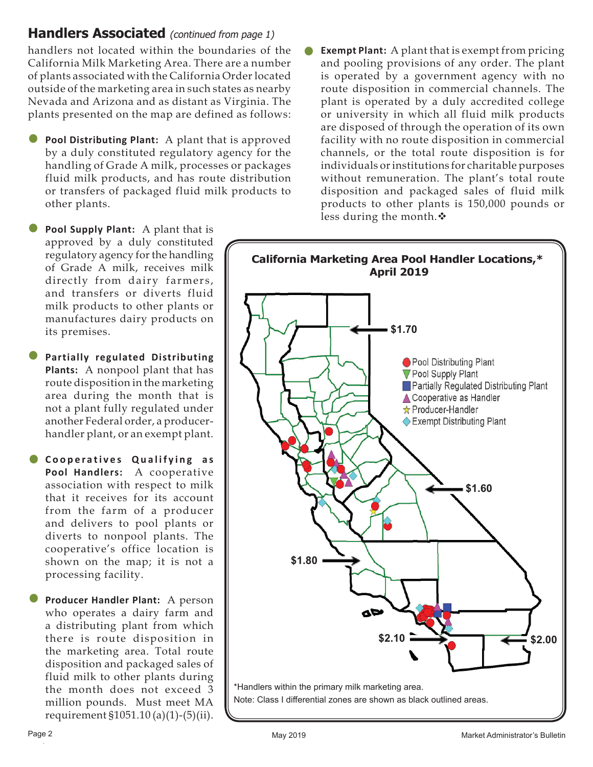## Handlers Associated *(continued from page 1)*

handlers not located within the boundaries of the California Milk Marketing Area. There are a number of plants associated with the California Order located outside of the marketing area in such states as nearby Nevada and Arizona and as distant as Virginia. The plants presented on the map are defined as follows:

- **Pool Distributing Plant:** A plant that is approved by a duly constituted regulatory agency for the handling of Grade A milk, processes or packages fluid milk products, and has route distribution or transfers of packaged fluid milk products to other plants.

- **Pool Supply Plant:** A plant that is approved by a duly constituted regulatory agency for the handling of Grade A milk, receives milk directly from dairy farmers, and transfers or diverts fluid milk products to other plants or manufactures dairy products on its premises.

- **Partially regulated Distributing Plants:** A nonpool plant that has route disposition in the marketing area during the month that is not a plant fully regulated under another Federal order, a producer-handler plant, or an exempt plant.

- **Cooperatives Qualifying as Pool Handlers:** A cooperative association with respect to milk that it receives for its account from the farm of a producer and delivers to pool plants or diverts to nonpool plants. The cooperative's office location is shown on the map; it is not a processing facility.

- **Producer Handler Plant:** A person who operates a dairy farm and a distributing plant from which there is route disposition in the marketing area. Total route disposition and packaged sales of fluid milk to other plants during the month does not exceed 3 million pounds. Must meet MA requirement §1051.10 (a)(1)-(5)(ii).

- **Exempt Plant:** A plant that is exempt from pricing and pooling provisions of any order. The plant is operated by a government agency with no route disposition in commercial channels. The plant is operated by a duly accredited college or university in which all fluid milk products are disposed of through the operation of its own facility with no route disposition in commercial channels, or the total route disposition is for individuals or institutions for charitable purposes without remuneration. The plant's total route disposition and packaged sales of fluid milk products to other plants is 150,000 pounds or less during the month.❖

**California Marketing Area Pool Handler Locations,\* April 2019**

Legend: Pool Distributing Plant; Pool Supply Plant; Partially Regulated Distributing Plant; Cooperative as Handler; Producer-Handler; Exempt Distributing Plant

Class I differential zones: $1.70, $1.60, $1.80, $2.10, $2.00

*Handlers within the primary milk marketing area.

Note: Class I differential zones are shown as black outlined areas.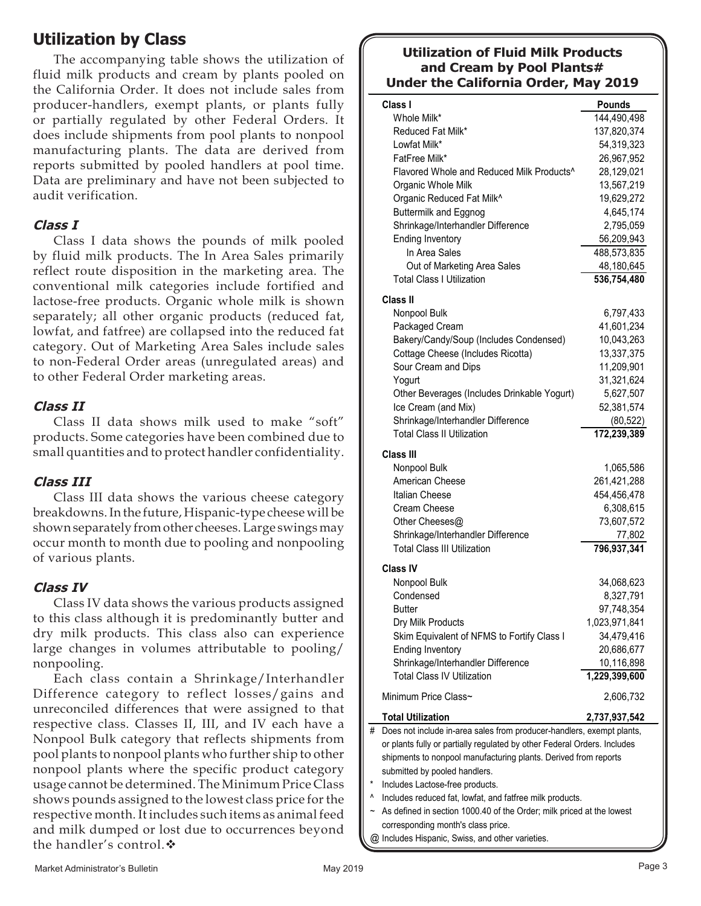## Utilization by Class

The accompanying table shows the utilization of fluid milk products and cream by plants pooled on the California Order. It does not include sales from producer-handlers, exempt plants, or plants fully or partially regulated by other Federal Orders. It does include shipments from pool plants to nonpool manufacturing plants. The data are derived from reports submitted by pooled handlers at pool time. Data are preliminary and have not been subjected to audit verification.

### *Class I*

Class I data shows the pounds of milk pooled by fluid milk products. The In Area Sales primarily reflect route disposition in the marketing area. The conventional milk categories include fortified and lactose-free products. Organic whole milk is shown separately; all other organic products (reduced fat, lowfat, and fatfree) are collapsed into the reduced fat category. Out of Marketing Area Sales include sales to non-Federal Order areas (unregulated areas) and to other Federal Order marketing areas.

### *Class II*

Class II data shows milk used to make "soft" products. Some categories have been combined due to small quantities and to protect handler confidentiality.

### *Class III*

Class III data shows the various cheese category breakdowns. In the future, Hispanic-type cheese will be shown separately from other cheeses. Large swings may occur month to month due to pooling and nonpooling of various plants.

### *Class IV*

Class IV data shows the various products assigned to this class although it is predominantly butter and dry milk products. This class also can experience large changes in volumes attributable to pooling/nonpooling.

Each class contain a Shrinkage/Interhandler Difference category to reflect losses/gains and unreconciled differences that were assigned to that respective class. Classes II, III, and IV each have a Nonpool Bulk category that reflects shipments from pool plants to nonpool plants who further ship to other nonpool plants where the specific product category usage cannot be determined. The Minimum Price Class shows pounds assigned to the lowest class price for the respective month. It includes such items as animal feed and milk dumped or lost due to occurrences beyond the handler's control. ❖

### Utilization of Fluid Milk Products and Cream by Pool Plants# Under the California Order, May 2019

| | Pounds |
|---|---|
| **Class I** | |
| Whole Milk* | 144,490,498 |
| Reduced Fat Milk* | 137,820,374 |
| Lowfat Milk* | 54,319,323 |
| FatFree Milk* | 26,967,952 |
| Flavored Whole and Reduced Milk Products^ | 28,129,021 |
| Organic Whole Milk | 13,567,219 |
| Organic Reduced Fat Milk^ | 19,629,272 |
| Buttermilk and Eggnog | 4,645,174 |
| Shrinkage/Interhandler Difference | 2,795,059 |
| Ending Inventory | 56,209,943 |
| In Area Sales | 488,573,835 |
| Out of Marketing Area Sales | 48,180,645 |
| Total Class I Utilization | **536,754,480** |
| **Class II** | |
| Nonpool Bulk | 6,797,433 |
| Packaged Cream | 41,601,234 |
| Bakery/Candy/Soup (Includes Condensed) | 10,043,263 |
| Cottage Cheese (Includes Ricotta) | 13,337,375 |
| Sour Cream and Dips | 11,209,901 |
| Yogurt | 31,321,624 |
| Other Beverages (Includes Drinkable Yogurt) | 5,627,507 |
| Ice Cream (and Mix) | 52,381,574 |
| Shrinkage/Interhandler Difference | (80,522) |
| Total Class II Utilization | **172,239,389** |
| **Class III** | |
| Nonpool Bulk | 1,065,586 |
| American Cheese | 261,421,288 |
| Italian Cheese | 454,456,478 |
| Cream Cheese | 6,308,615 |
| Other Cheeses@ | 73,607,572 |
| Shrinkage/Interhandler Difference | 77,802 |
| Total Class III Utilization | **796,937,341** |
| **Class IV** | |
| Nonpool Bulk | 34,068,623 |
| Condensed | 8,327,791 |
| Butter | 97,748,354 |
| Dry Milk Products | 1,023,971,841 |
| Skim Equivalent of NFMS to Fortify Class I | 34,479,416 |
| Ending Inventory | 20,686,677 |
| Shrinkage/Interhandler Difference | 10,116,898 |
| Total Class IV Utilization | **1,229,399,600** |
| Minimum Price Class~ | 2,606,732 |
| **Total Utilization** | **2,737,937,542** |

\# Does not include in-area sales from producer-handlers, exempt plants, or plants fully or partially regulated by other Federal Orders. Includes shipments to nonpool manufacturing plants. Derived from reports submitted by pooled handlers.

\* Includes Lactose-free products.

^ Includes reduced fat, lowfat, and fatfree milk products.

~ As defined in section 1000.40 of the Order; milk priced at the lowest corresponding month's class price.

@ Includes Hispanic, Swiss, and other varieties.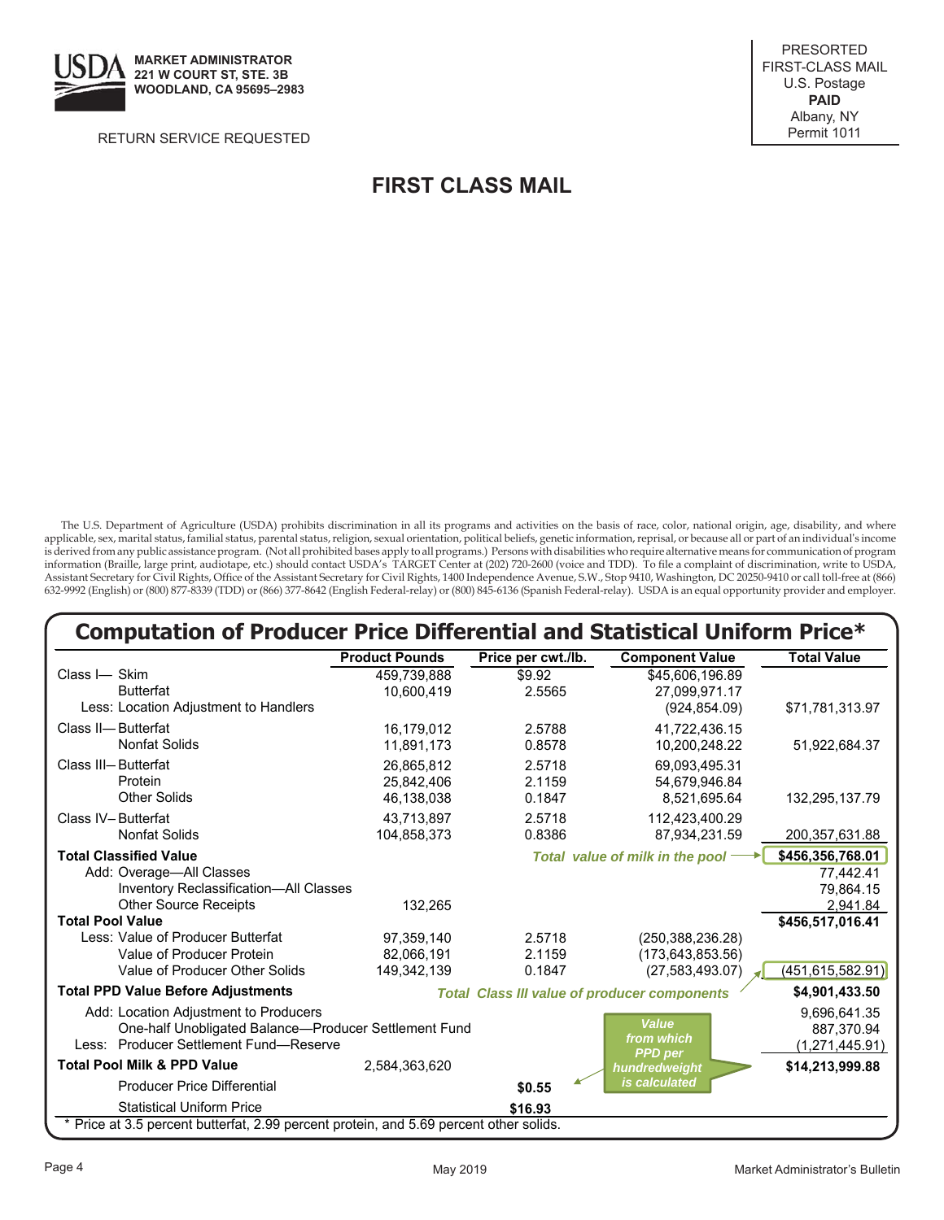**MARKET ADMINISTRATOR**
**221 W COURT ST, STE. 3B**
**WOODLAND, CA 95695–2983**

RETURN SERVICE REQUESTED

PRESORTED
FIRST-CLASS MAIL
U.S. Postage
**PAID**
Albany, NY
Permit 1011

## FIRST CLASS MAIL

The U.S. Department of Agriculture (USDA) prohibits discrimination in all its programs and activities on the basis of race, color, national origin, age, disability, and where applicable, sex, marital status, familial status, parental status, religion, sexual orientation, political beliefs, genetic information, reprisal, or because all or part of an individual's income is derived from any public assistance program. (Not all prohibited bases apply to all programs.) Persons with disabilities who require alternative means for communication of program information (Braille, large print, audiotape, etc.) should contact USDA's TARGET Center at (202) 720-2600 (voice and TDD). To file a complaint of discrimination, write to USDA, Assistant Secretary for Civil Rights, Office of the Assistant Secretary for Civil Rights, 1400 Independence Avenue, S.W., Stop 9410, Washington, DC 20250-9410 or call toll-free at (866) 632-9992 (English) or (800) 877-8339 (TDD) or (866) 377-8642 (English Federal-relay) or (800) 845-6136 (Spanish Federal-relay). USDA is an equal opportunity provider and employer.

## Computation of Producer Price Differential and Statistical Uniform Price*

| | Product Pounds | Price per cwt./lb. | Component Value | Total Value |
|---|---|---|---|---|
| Class I— Skim | 459,739,888 | $9.92 | $45,606,196.89 | |
| Butterfat | 10,600,419 | 2.5565 | 27,099,971.17 | |
| Less: Location Adjustment to Handlers | | | (924,854.09) | $71,781,313.97 |
| Class II— Butterfat | 16,179,012 | 2.5788 | 41,722,436.15 | |
| Nonfat Solids | 11,891,173 | 0.8578 | 10,200,248.22 | 51,922,684.37 |
| Class III— Butterfat | 26,865,812 | 2.5718 | 69,093,495.31 | |
| Protein | 25,842,406 | 2.1159 | 54,679,946.84 | |
| Other Solids | 46,138,038 | 0.1847 | 8,521,695.64 | 132,295,137.79 |
| Class IV— Butterfat | 43,713,897 | 2.5718 | 112,423,400.29 | |
| Nonfat Solids | 104,858,373 | 0.8386 | 87,934,231.59 | 200,357,631.88 |
| **Total Classified Value** | | | *Total value of milk in the pool* → | **$456,356,768.01** |
| Add: Overage—All Classes | | | | 77,442.41 |
| Inventory Reclassification—All Classes | | | | 79,864.15 |
| Other Source Receipts | 132,265 | | | 2,941.84 |
| **Total Pool Value** | | | | **$456,517,016.41** |
| Less: Value of Producer Butterfat | 97,359,140 | 2.5718 | (250,388,236.28) | |
| Value of Producer Protein | 82,066,191 | 2.1159 | (173,643,853.56) | |
| Value of Producer Other Solids | 149,342,139 | 0.1847 | (27,583,493.07) | (451,615,582.91) |
| **Total PPD Value Before Adjustments** | | *Total Class III value of producer components* | | **$4,901,433.50** |
| Add: Location Adjustment to Producers | | | | 9,696,641.35 |
| One-half Unobligated Balance—Producer Settlement Fund | | | | 887,370.94 |
| Less: Producer Settlement Fund—Reserve | | | | (1,271,445.91) |
| **Total Pool Milk & PPD Value** | 2,584,363,620 | | *Value from which PPD per hundredweight is calculated* | **$14,213,999.88** |
| Producer Price Differential | | **$0.55** | | |
| Statistical Uniform Price | | **$16.93** | | |

\* Price at 3.5 percent butterfat, 2.99 percent protein, and 5.69 percent other solids.